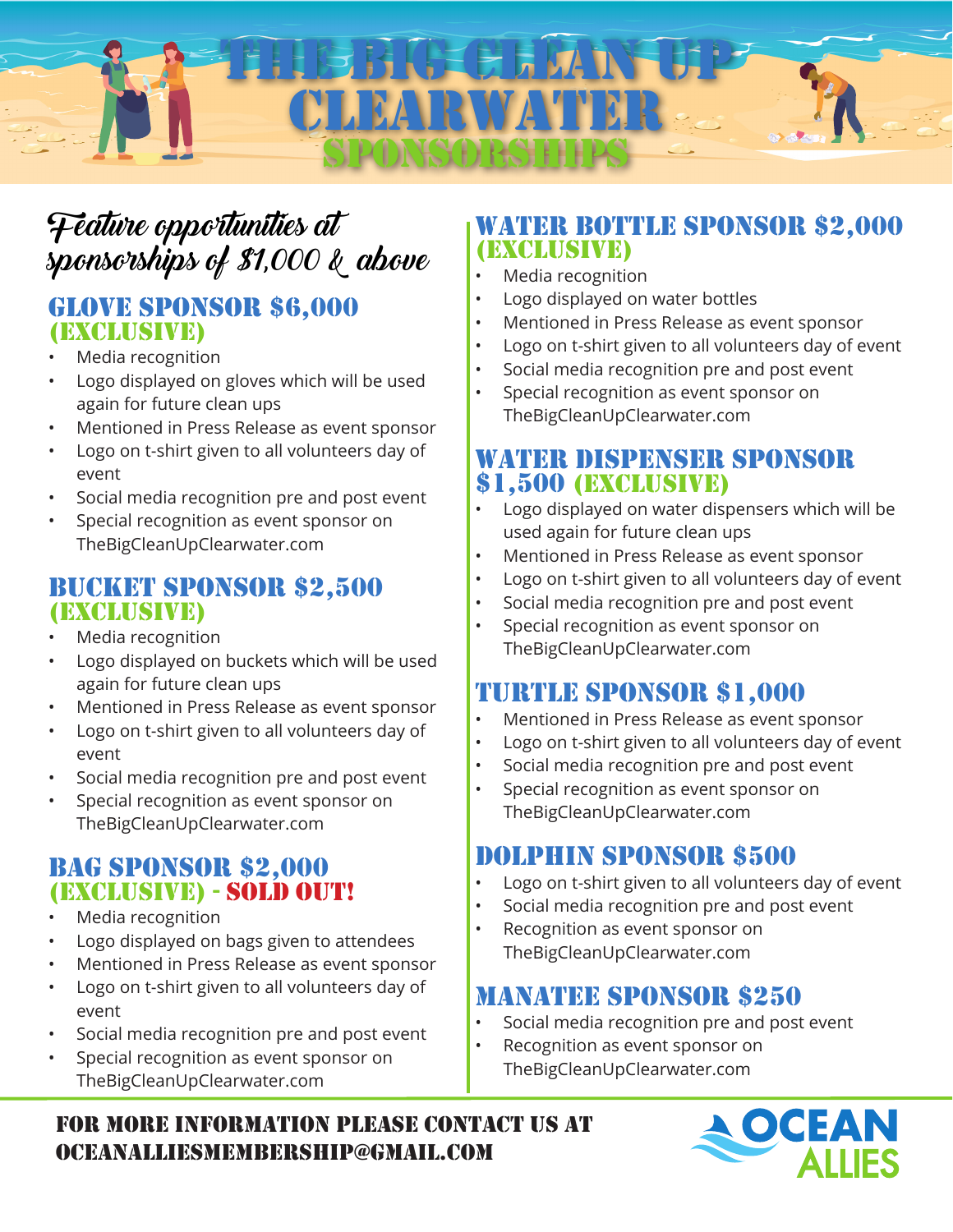# THE BIG CLEAN UP CLEARWATER

## SPONSORSHIPS

*Feature opportunities at sponsorships of $1,000 & above*

### GLOVE SPONSOR $6,000 (EXCLUSIVE)

- Media recognition
- Logo displayed on gloves which will be used again for future clean ups
- Mentioned in Press Release as event sponsor
- Logo on t-shirt given to all volunteers day of event
- Social media recognition pre and post event
- Special recognition as event sponsor on TheBigCleanUpClearwater.com

### BUCKET SPONSOR $2,500 (EXCLUSIVE)

- Media recognition
- Logo displayed on buckets which will be used again for future clean ups
- Mentioned in Press Release as event sponsor
- Logo on t-shirt given to all volunteers day of event
- Social media recognition pre and post event
- Special recognition as event sponsor on TheBigCleanUpClearwater.com

### BAG SPONSOR $2,000 (EXCLUSIVE) - SOLD OUT!

- Media recognition
- Logo displayed on bags given to attendees
- Mentioned in Press Release as event sponsor
- Logo on t-shirt given to all volunteers day of event
- Social media recognition pre and post event
- Special recognition as event sponsor on TheBigCleanUpClearwater.com

### WATER BOTTLE SPONSOR $2,000 (EXCLUSIVE)

- Media recognition
- Logo displayed on water bottles
- Mentioned in Press Release as event sponsor
- Logo on t-shirt given to all volunteers day of event
- Social media recognition pre and post event
- Special recognition as event sponsor on TheBigCleanUpClearwater.com

### WATER DISPENSER SPONSOR $1,500 (EXCLUSIVE)

- Logo displayed on water dispensers which will be used again for future clean ups
- Mentioned in Press Release as event sponsor
- Logo on t-shirt given to all volunteers day of event
- Social media recognition pre and post event
- Special recognition as event sponsor on TheBigCleanUpClearwater.com

### TURTLE SPONSOR $1,000

- Mentioned in Press Release as event sponsor
- Logo on t-shirt given to all volunteers day of event
- Social media recognition pre and post event
- Special recognition as event sponsor on TheBigCleanUpClearwater.com

### DOLPHIN SPONSOR $500

- Logo on t-shirt given to all volunteers day of event
- Social media recognition pre and post event
- Recognition as event sponsor on TheBigCleanUpClearwater.com

### MANATEE SPONSOR $250

- Social media recognition pre and post event
- Recognition as event sponsor on TheBigCleanUpClearwater.com

**FOR MORE INFORMATION PLEASE CONTACT US AT OCEANALLIESMEMBERSHIP@GMAIL.COM**

OCEAN ALLIES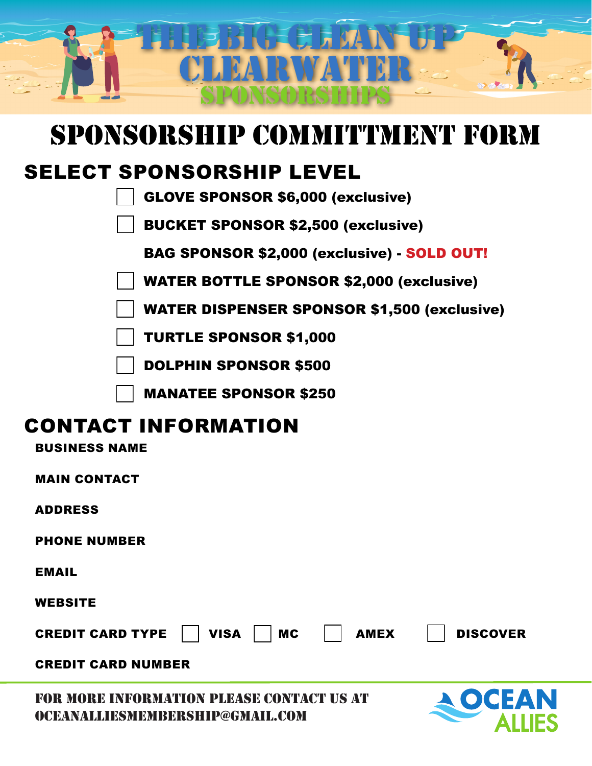# THE BIG CLEAN UP CLEARWATER

## SPONSORSHIPS

# SPONSORSHIP COMMITTMENT FORM

## SELECT SPONSORSHIP LEVEL

- ☐ GLOVE SPONSOR $6,000 (exclusive)
- ☐ BUCKET SPONSOR $2,500 (exclusive)
- BAG SPONSOR $2,000 (exclusive) - SOLD OUT!
- ☐ WATER BOTTLE SPONSOR $2,000 (exclusive)
- ☐ WATER DISPENSER SPONSOR $1,500 (exclusive)
- ☐ TURTLE SPONSOR $1,000
- ☐ DOLPHIN SPONSOR $500
- ☐ MANATEE SPONSOR $250

## CONTACT INFORMATION

BUSINESS NAME

MAIN CONTACT

ADDRESS

PHONE NUMBER

EMAIL

WEBSITE

CREDIT CARD TYPE ☐ VISA ☐ MC ☐ AMEX ☐ DISCOVER

CREDIT CARD NUMBER

FOR MORE INFORMATION PLEASE CONTACT US AT OCEANALLIESMEMBERSHIP@GMAIL.COM

OCEAN ALLIES